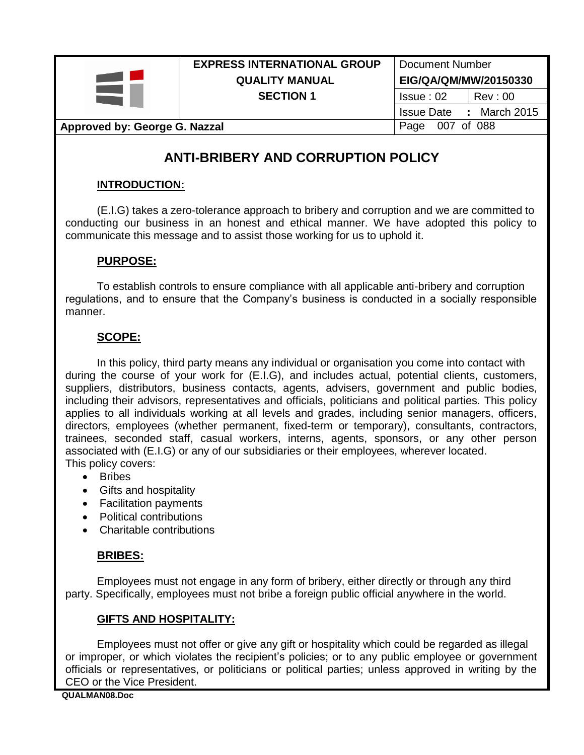# ANTI-BRIBERY AND CORRUPTION POLICY

## INTRODUCTION:

(E.I.G) takes a zero-tolerance approach to bribery and corruption and we are committed to conducting our business in an honest and ethical manner. We have adopted this policy to communicate this message and to assist those working for us to uphold it.

## PURPOSE:

To establish controls to ensure compliance with all applicable anti-bribery and corruption regulations, and to ensure that the Company's business is conducted in a socially responsible manner.

## SCOPE:

In this policy, third party means any individual or organisation you come into contact with during the course of your work for (E.I.G), and includes actual, potential clients, customers, suppliers, distributors, business contacts, agents, advisers, government and public bodies, including their advisors, representatives and officials, politicians and political parties. This policy applies to all individuals working at all levels and grades, including senior managers, officers, directors, employees (whether permanent, fixed-term or temporary), consultants, contractors, trainees, seconded staff, casual workers, interns, agents, sponsors, or any other person associated with (E.I.G) or any of our subsidiaries or their employees, wherever located.

This policy covers:

- Bribes
- Gifts and hospitality
- Facilitation payments
- Political contributions
- Charitable contributions

## BRIBES:

Employees must not engage in any form of bribery, either directly or through any third party. Specifically, employees must not bribe a foreign public official anywhere in the world.

## GIFTS AND HOSPITALITY:

Employees must not offer or give any gift or hospitality which could be regarded as illegal or improper, or which violates the recipient's policies; or to any public employee or government officials or representatives, or politicians or political parties; unless approved in writing by the CEO or the Vice President.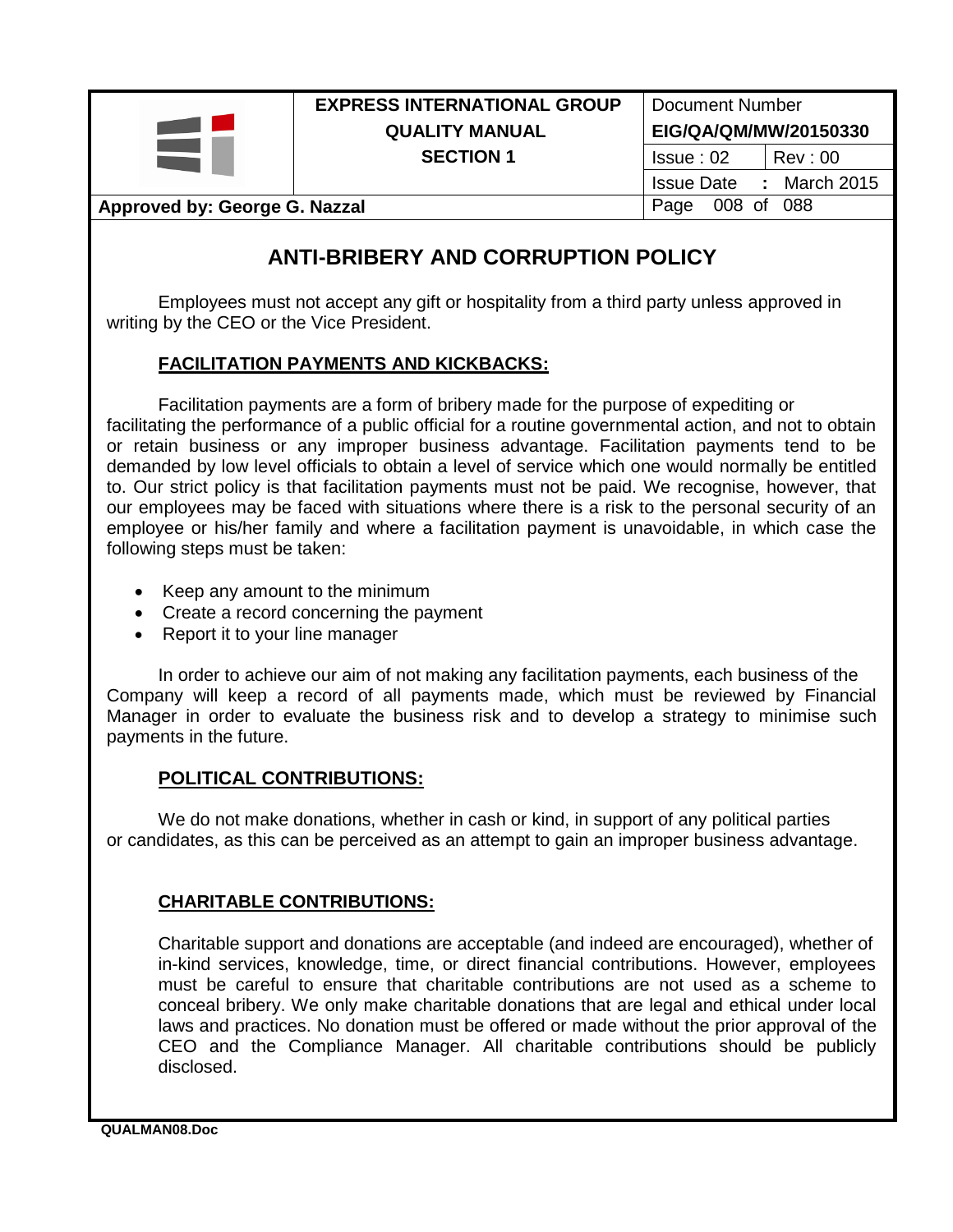# ANTI-BRIBERY AND CORRUPTION POLICY

Employees must not accept any gift or hospitality from a third party unless approved in writing by the CEO or the Vice President.

## FACILITATION PAYMENTS AND KICKBACKS:

Facilitation payments are a form of bribery made for the purpose of expediting or facilitating the performance of a public official for a routine governmental action, and not to obtain or retain business or any improper business advantage. Facilitation payments tend to be demanded by low level officials to obtain a level of service which one would normally be entitled to. Our strict policy is that facilitation payments must not be paid. We recognise, however, that our employees may be faced with situations where there is a risk to the personal security of an employee or his/her family and where a facilitation payment is unavoidable, in which case the following steps must be taken:

- Keep any amount to the minimum
- Create a record concerning the payment
- Report it to your line manager

In order to achieve our aim of not making any facilitation payments, each business of the Company will keep a record of all payments made, which must be reviewed by Financial Manager in order to evaluate the business risk and to develop a strategy to minimise such payments in the future.

## POLITICAL CONTRIBUTIONS:

We do not make donations, whether in cash or kind, in support of any political parties or candidates, as this can be perceived as an attempt to gain an improper business advantage.

## CHARITABLE CONTRIBUTIONS:

Charitable support and donations are acceptable (and indeed are encouraged), whether of in-kind services, knowledge, time, or direct financial contributions. However, employees must be careful to ensure that charitable contributions are not used as a scheme to conceal bribery. We only make charitable donations that are legal and ethical under local laws and practices. No donation must be offered or made without the prior approval of the CEO and the Compliance Manager. All charitable contributions should be publicly disclosed.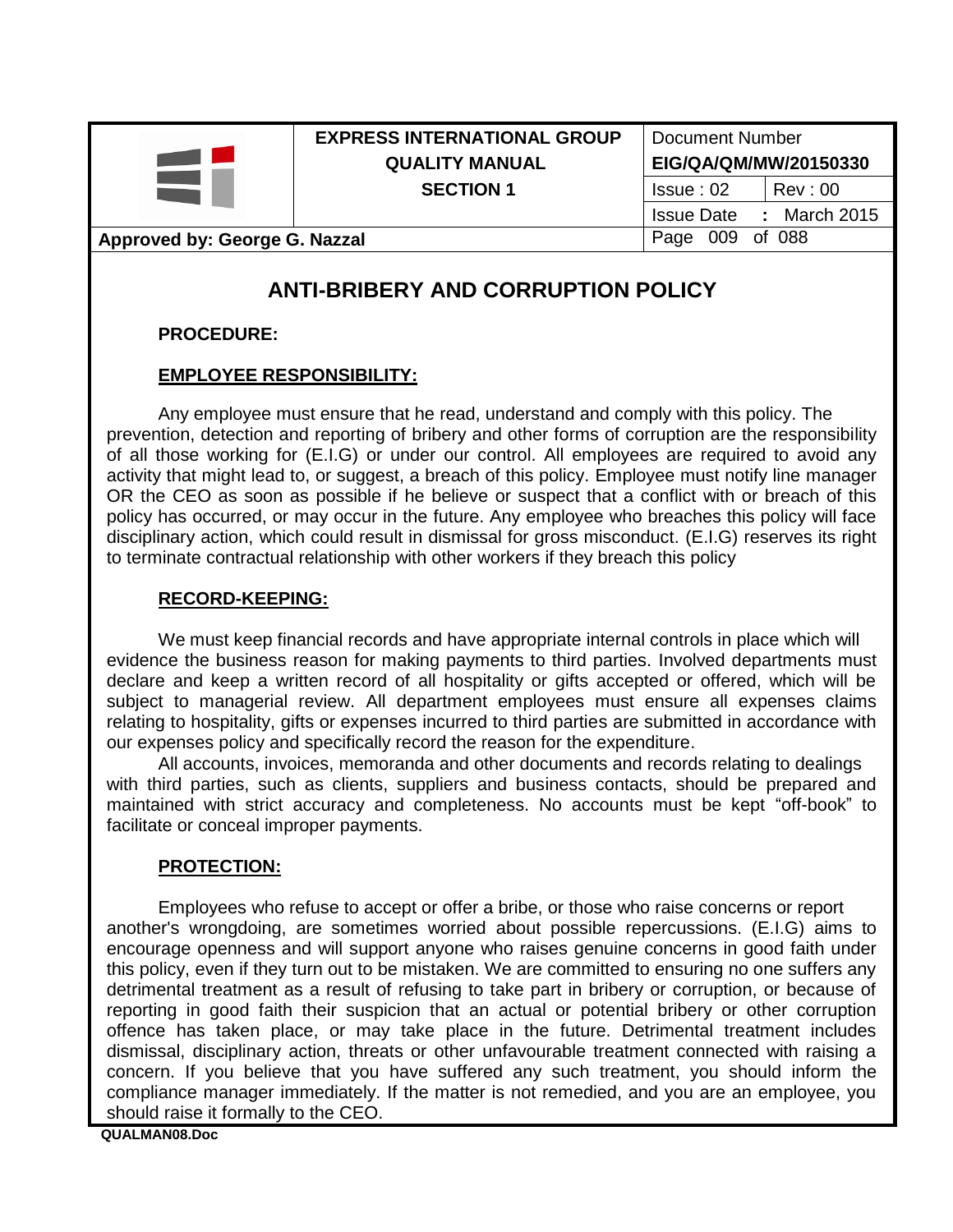# ANTI-BRIBERY AND CORRUPTION POLICY

**PROCEDURE:**

## EMPLOYEE RESPONSIBILITY:

Any employee must ensure that he read, understand and comply with this policy. The prevention, detection and reporting of bribery and other forms of corruption are the responsibility of all those working for (E.I.G) or under our control. All employees are required to avoid any activity that might lead to, or suggest, a breach of this policy. Employee must notify line manager OR the CEO as soon as possible if he believe or suspect that a conflict with or breach of this policy has occurred, or may occur in the future. Any employee who breaches this policy will face disciplinary action, which could result in dismissal for gross misconduct. (E.I.G) reserves its right to terminate contractual relationship with other workers if they breach this policy

## RECORD-KEEPING:

We must keep financial records and have appropriate internal controls in place which will evidence the business reason for making payments to third parties. Involved departments must declare and keep a written record of all hospitality or gifts accepted or offered, which will be subject to managerial review. All department employees must ensure all expenses claims relating to hospitality, gifts or expenses incurred to third parties are submitted in accordance with our expenses policy and specifically record the reason for the expenditure.

All accounts, invoices, memoranda and other documents and records relating to dealings with third parties, such as clients, suppliers and business contacts, should be prepared and maintained with strict accuracy and completeness. No accounts must be kept "off-book" to facilitate or conceal improper payments.

## PROTECTION:

Employees who refuse to accept or offer a bribe, or those who raise concerns or report another's wrongdoing, are sometimes worried about possible repercussions. (E.I.G) aims to encourage openness and will support anyone who raises genuine concerns in good faith under this policy, even if they turn out to be mistaken. We are committed to ensuring no one suffers any detrimental treatment as a result of refusing to take part in bribery or corruption, or because of reporting in good faith their suspicion that an actual or potential bribery or other corruption offence has taken place, or may take place in the future. Detrimental treatment includes dismissal, disciplinary action, threats or other unfavourable treatment connected with raising a concern. If you believe that you have suffered any such treatment, you should inform the compliance manager immediately. If the matter is not remedied, and you are an employee, you should raise it formally to the CEO.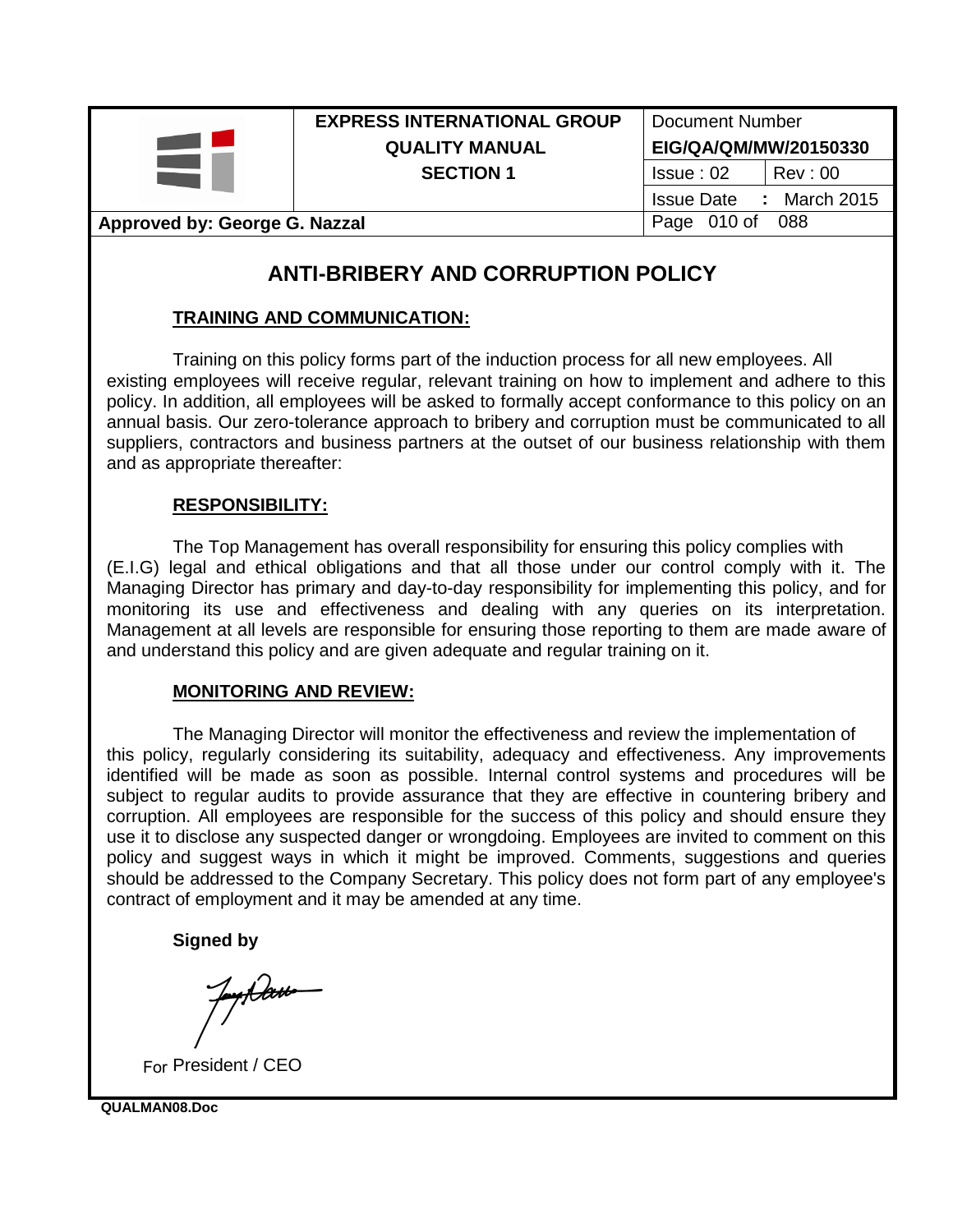# ANTI-BRIBERY AND CORRUPTION POLICY

## TRAINING AND COMMUNICATION:

Training on this policy forms part of the induction process for all new employees. All existing employees will receive regular, relevant training on how to implement and adhere to this policy. In addition, all employees will be asked to formally accept conformance to this policy on an annual basis. Our zero-tolerance approach to bribery and corruption must be communicated to all suppliers, contractors and business partners at the outset of our business relationship with them and as appropriate thereafter:

## RESPONSIBILITY:

The Top Management has overall responsibility for ensuring this policy complies with (E.I.G) legal and ethical obligations and that all those under our control comply with it. The Managing Director has primary and day-to-day responsibility for implementing this policy, and for monitoring its use and effectiveness and dealing with any queries on its interpretation. Management at all levels are responsible for ensuring those reporting to them are made aware of and understand this policy and are given adequate and regular training on it.

## MONITORING AND REVIEW:

The Managing Director will monitor the effectiveness and review the implementation of this policy, regularly considering its suitability, adequacy and effectiveness. Any improvements identified will be made as soon as possible. Internal control systems and procedures will be subject to regular audits to provide assurance that they are effective in countering bribery and corruption. All employees are responsible for the success of this policy and should ensure they use it to disclose any suspected danger or wrongdoing. Employees are invited to comment on this policy and suggest ways in which it might be improved. Comments, suggestions and queries should be addressed to the Company Secretary. This policy does not form part of any employee's contract of employment and it may be amended at any time.

**Signed by**

For President / CEO